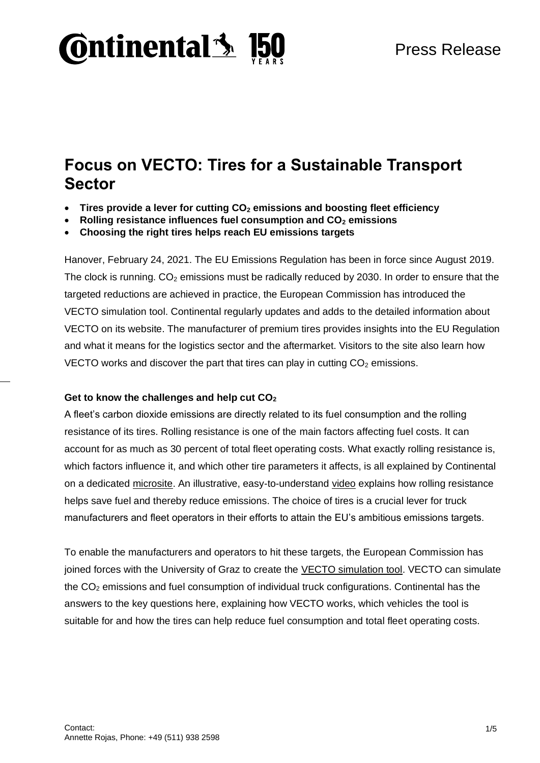Press Release

# Focus on VECTO: Tires for a Sustainable Transport Sector

- **Tires provide a lever for cutting $CO_2$ emissions and boosting fleet efficiency**
- **Rolling resistance influences fuel consumption and $CO_2$ emissions**
- **Choosing the right tires helps reach EU emissions targets**

Hanover, February 24, 2021. The EU Emissions Regulation has been in force since August 2019. The clock is running. $CO_2$ emissions must be radically reduced by 2030. In order to ensure that the targeted reductions are achieved in practice, the European Commission has introduced the VECTO simulation tool. Continental regularly updates and adds to the detailed information about VECTO on its website. The manufacturer of premium tires provides insights into the EU Regulation and what it means for the logistics sector and the aftermarket. Visitors to the site also learn how VECTO works and discover the part that tires can play in cutting $CO_2$ emissions.

**Get to know the challenges and help cut $CO_2$**

A fleet's carbon dioxide emissions are directly related to its fuel consumption and the rolling resistance of its tires. Rolling resistance is one of the main factors affecting fuel costs. It can account for as much as 30 percent of total fleet operating costs. What exactly rolling resistance is, which factors influence it, and which other tire parameters it affects, is all explained by Continental on a dedicated microsite. An illustrative, easy-to-understand video explains how rolling resistance helps save fuel and thereby reduce emissions. The choice of tires is a crucial lever for truck manufacturers and fleet operators in their efforts to attain the EU's ambitious emissions targets.

To enable the manufacturers and operators to hit these targets, the European Commission has joined forces with the University of Graz to create the VECTO simulation tool. VECTO can simulate the $CO_2$ emissions and fuel consumption of individual truck configurations. Continental has the answers to the key questions here, explaining how VECTO works, which vehicles the tool is suitable for and how the tires can help reduce fuel consumption and total fleet operating costs.

Contact:
Annette Rojas, Phone: +49 (511) 938 2598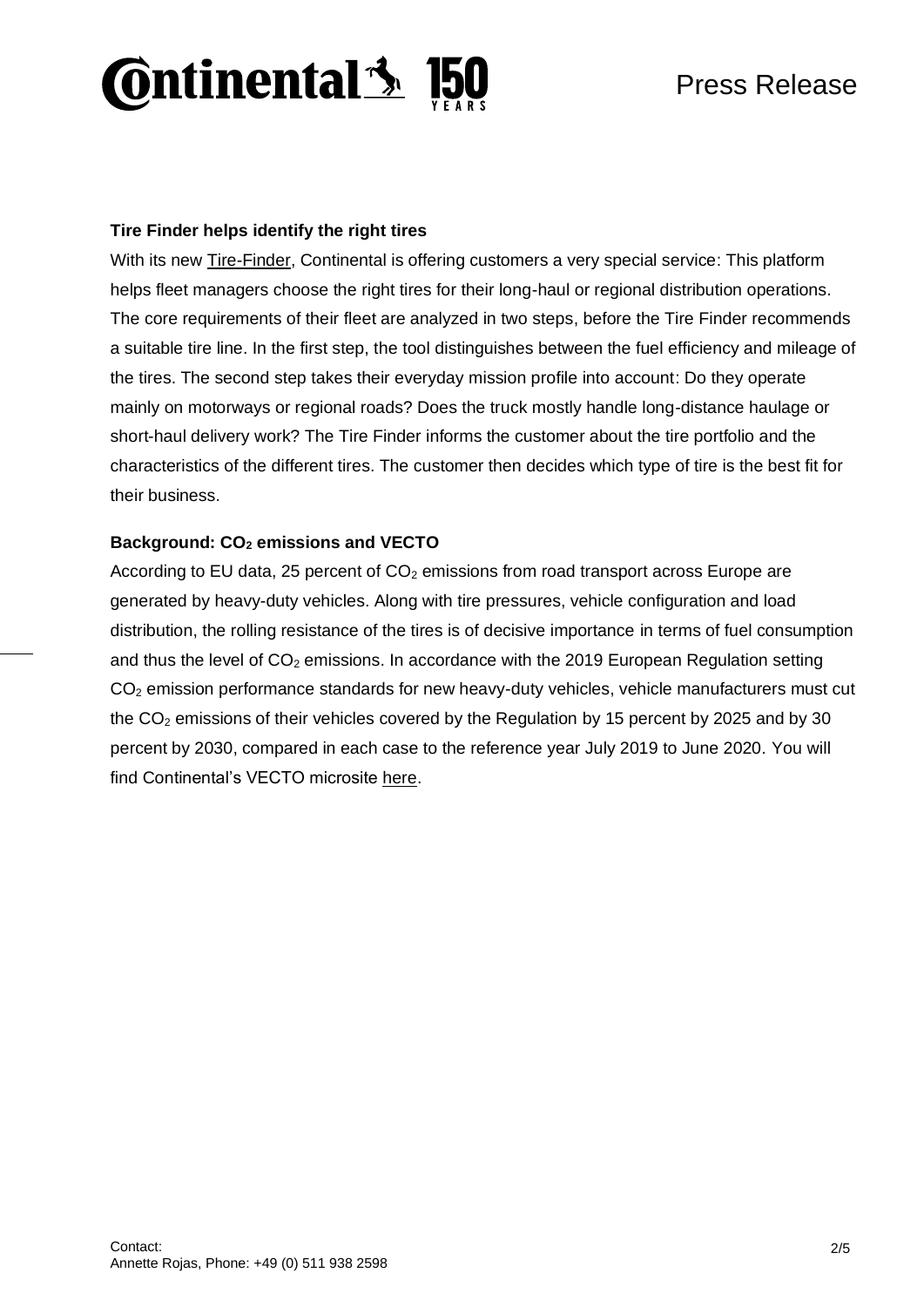**Tire Finder helps identify the right tires**

With its new Tire-Finder, Continental is offering customers a very special service: This platform helps fleet managers choose the right tires for their long-haul or regional distribution operations. The core requirements of their fleet are analyzed in two steps, before the Tire Finder recommends a suitable tire line. In the first step, the tool distinguishes between the fuel efficiency and mileage of the tires. The second step takes their everyday mission profile into account: Do they operate mainly on motorways or regional roads? Does the truck mostly handle long-distance haulage or short-haul delivery work? The Tire Finder informs the customer about the tire portfolio and the characteristics of the different tires. The customer then decides which type of tire is the best fit for their business.

**Background: $CO_2$ emissions and VECTO**

According to EU data, 25 percent of $CO_2$ emissions from road transport across Europe are generated by heavy-duty vehicles. Along with tire pressures, vehicle configuration and load distribution, the rolling resistance of the tires is of decisive importance in terms of fuel consumption and thus the level of $CO_2$ emissions. In accordance with the 2019 European Regulation setting $CO_2$ emission performance standards for new heavy-duty vehicles, vehicle manufacturers must cut the $CO_2$ emissions of their vehicles covered by the Regulation by 15 percent by 2025 and by 30 percent by 2030, compared in each case to the reference year July 2019 to June 2020. You will find Continental's VECTO microsite here.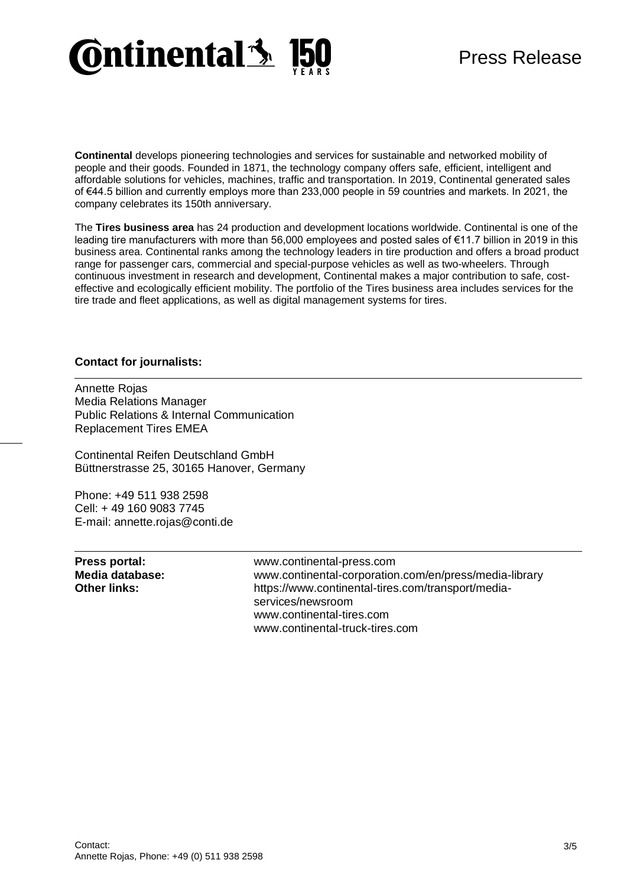**Continental** develops pioneering technologies and services for sustainable and networked mobility of people and their goods. Founded in 1871, the technology company offers safe, efficient, intelligent and affordable solutions for vehicles, machines, traffic and transportation. In 2019, Continental generated sales of €44.5 billion and currently employs more than 233,000 people in 59 countries and markets. In 2021, the company celebrates its 150th anniversary.

The **Tires business area** has 24 production and development locations worldwide. Continental is one of the leading tire manufacturers with more than 56,000 employees and posted sales of €11.7 billion in 2019 in this business area. Continental ranks among the technology leaders in tire production and offers a broad product range for passenger cars, commercial and special-purpose vehicles as well as two-wheelers. Through continuous investment in research and development, Continental makes a major contribution to safe, cost-effective and ecologically efficient mobility. The portfolio of the Tires business area includes services for the tire trade and fleet applications, as well as digital management systems for tires.

**Contact for journalists:**

Annette Rojas
Media Relations Manager
Public Relations & Internal Communication
Replacement Tires EMEA

Continental Reifen Deutschland GmbH
Büttnerstrasse 25, 30165 Hanover, Germany

Phone: +49 511 938 2598
Cell: + 49 160 9083 7745
E-mail: annette.rojas@conti.de

| | |
|---|---|
| **Press portal:** | www.continental-press.com |
| **Media database:** | www.continental-corporation.com/en/press/media-library |
| **Other links:** | https://www.continental-tires.com/transport/media-services/newsroom<br>www.continental-tires.com<br>www.continental-truck-tires.com |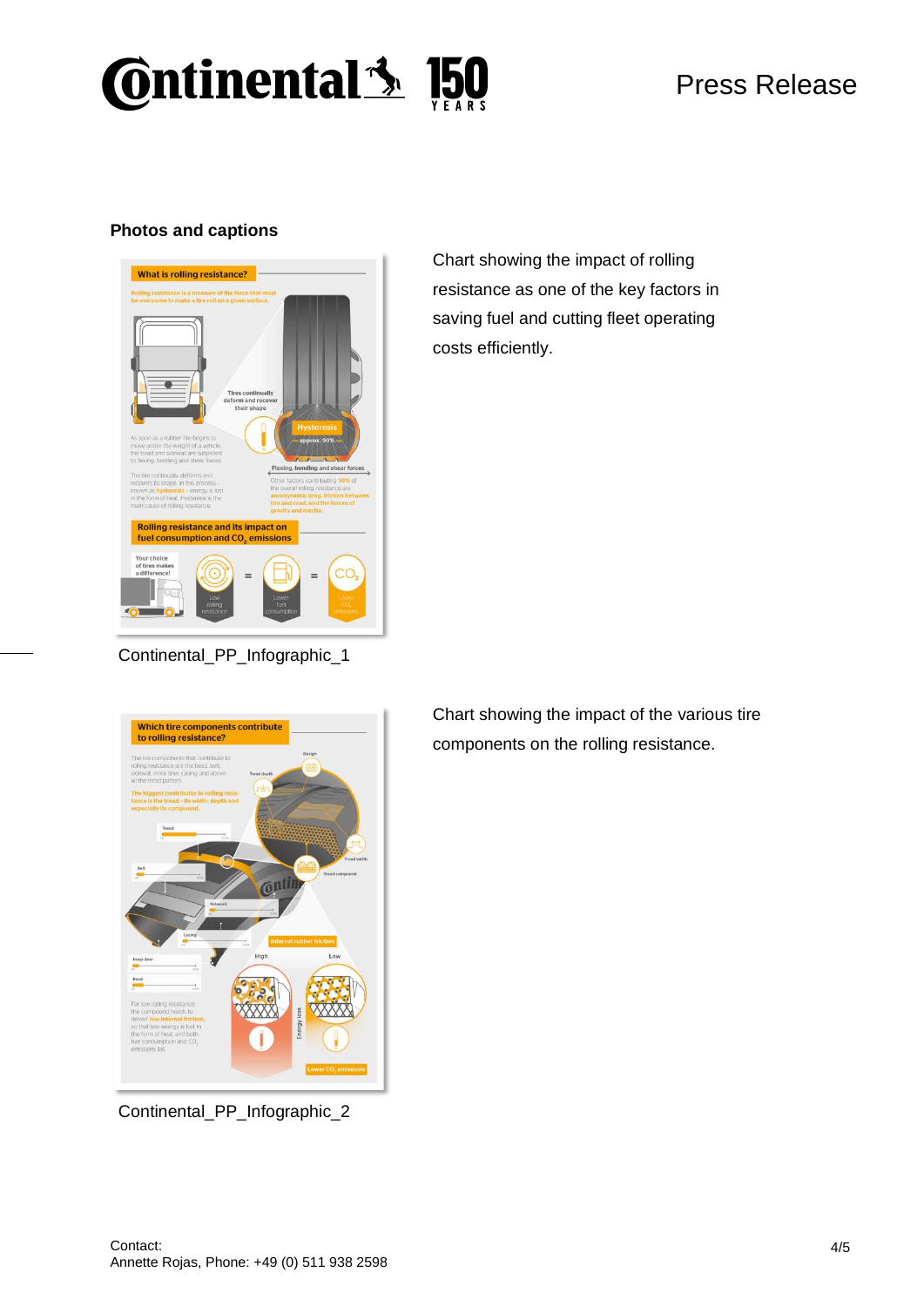### Photos and captions

Continental_PP_Infographic_1

Chart showing the impact of rolling resistance as one of the key factors in saving fuel and cutting fleet operating costs efficiently.

Continental_PP_Infographic_2

Chart showing the impact of the various tire components on the rolling resistance.

Contact:
Annette Rojas, Phone: +49 (0) 511 938 2598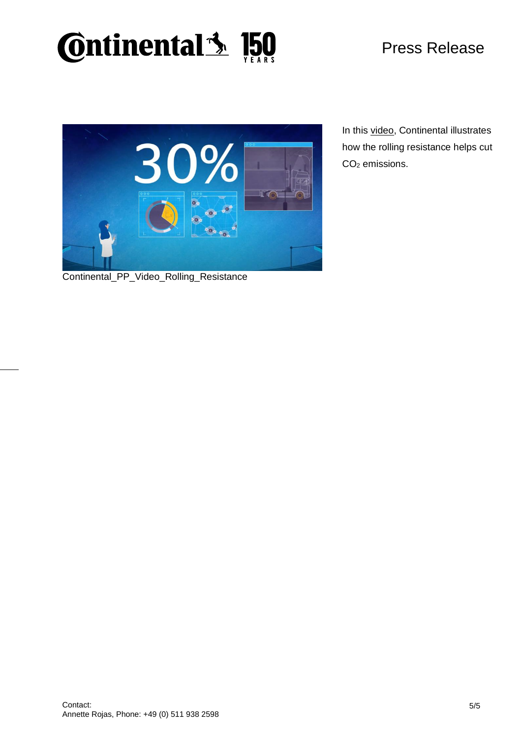Continental_PP_Video_Rolling_Resistance

In this video, Continental illustrates how the rolling resistance helps cut $CO_2$ emissions.

Contact:
Annette Rojas, Phone: +49 (0) 511 938 2598